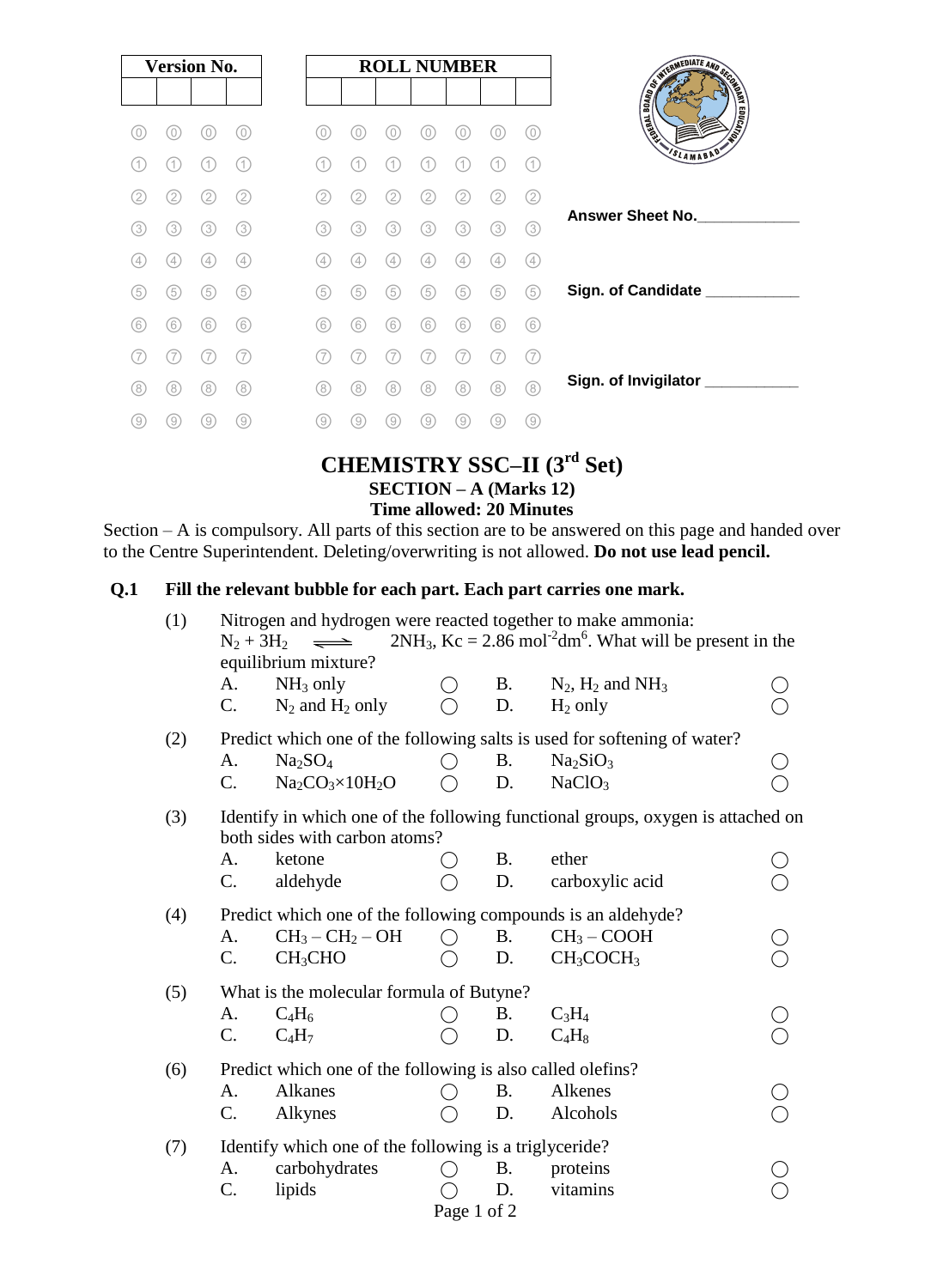| Version No. | | | |
|---|---|---|---|
| | | | |

| ROLL NUMBER | | | | | | |
|---|---|---|---|---|---|---|
| | | | | | | |

Answer Sheet No.____________

Sign. of Candidate ___________

Sign. of Invigilator ___________

# CHEMISTRY SSC–II ($3^{rd}$ Set)

## SECTION – A (Marks 12)

**Time allowed: 20 Minutes**

Section – A is compulsory. All parts of this section are to be answered on this page and handed over to the Centre Superintendent. Deleting/overwriting is not allowed. **Do not use lead pencil.**

**Q.1 Fill the relevant bubble for each part. Each part carries one mark.**

(1) Nitrogen and hydrogen were reacted together to make ammonia: $N_2 + 3H_2 \rightleftharpoons 2NH_3$, $Kc = 2.86\ mol^{-2}dm^6$. What will be present in the equilibrium mixture?

- A. $NH_3$ only ◯
- B. $N_2$, $H_2$ and $NH_3$ ◯
- C. $N_2$ and $H_2$ only ◯
- D. $H_2$ only ◯

(2) Predict which one of the following salts is used for softening of water?

- A. $Na_2SO_4$ ◯
- B. $Na_2SiO_3$ ◯
- C. $Na_2CO_3 \times 10H_2O$ ◯
- D. $NaClO_3$ ◯

(3) Identify in which one of the following functional groups, oxygen is attached on both sides with carbon atoms?

- A. ketone ◯
- B. ether ◯
- C. aldehyde ◯
- D. carboxylic acid ◯

(4) Predict which one of the following compounds is an aldehyde?

- A. $CH_3 - CH_2 - OH$ ◯
- B. $CH_3 - COOH$ ◯
- C. $CH_3CHO$ ◯
- D. $CH_3COCH_3$ ◯

(5) What is the molecular formula of Butyne?

- A. $C_4H_6$ ◯
- B. $C_3H_4$ ◯
- C. $C_4H_7$ ◯
- D. $C_4H_8$ ◯

(6) Predict which one of the following is also called olefins?

- A. Alkanes ◯
- B. Alkenes ◯
- C. Alkynes ◯
- D. Alcohols ◯

(7) Identify which one of the following is a triglyceride?

- A. carbohydrates ◯
- B. proteins ◯
- C. lipids ◯
- D. vitamins ◯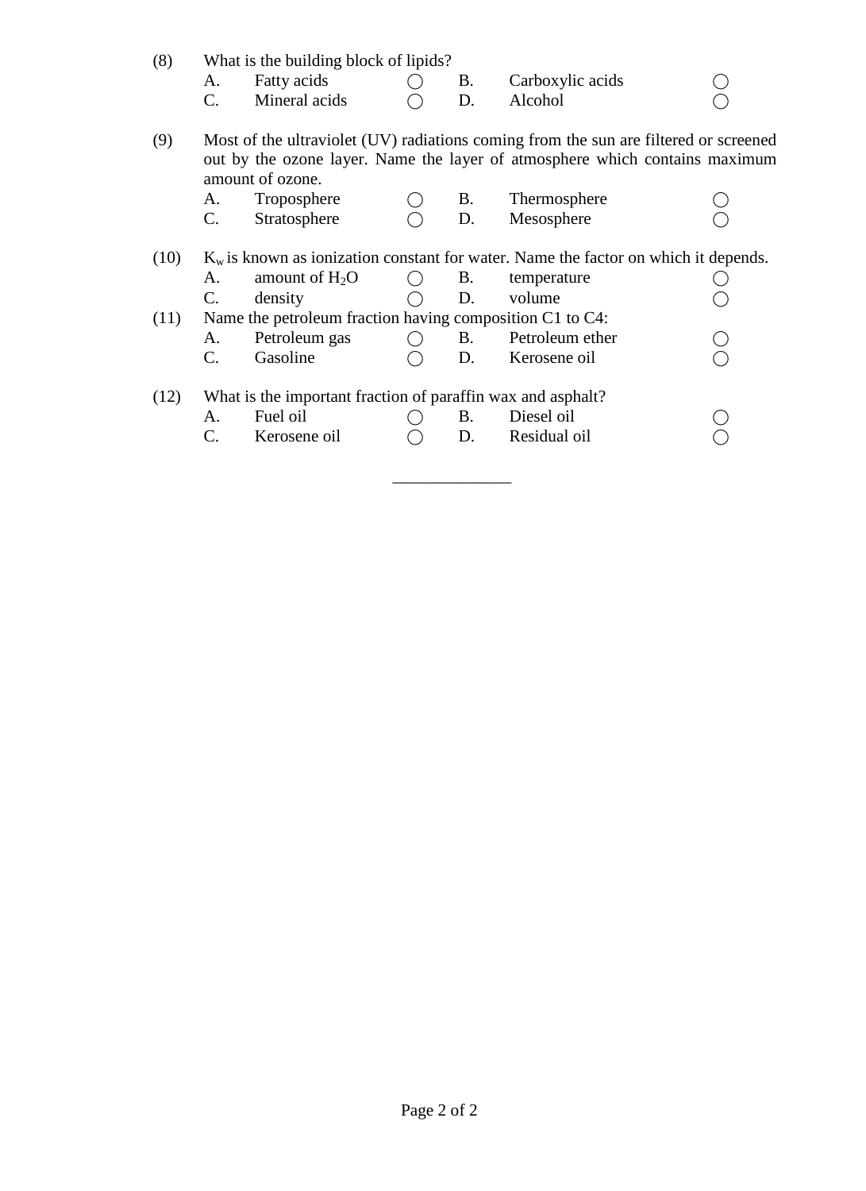(8) What is the building block of lipids?

- A. Fatty acids ◯
- B. Carboxylic acids ◯
- C. Mineral acids ◯
- D. Alcohol ◯

(9) Most of the ultraviolet (UV) radiations coming from the sun are filtered or screened out by the ozone layer. Name the layer of atmosphere which contains maximum amount of ozone.

- A. Troposphere ◯
- B. Thermosphere ◯
- C. Stratosphere ◯
- D. Mesosphere ◯

(10) $K_w$ is known as ionization constant for water. Name the factor on which it depends.

- A. amount of $H_2O$ ◯
- B. temperature ◯
- C. density ◯
- D. volume ◯

(11) Name the petroleum fraction having composition C1 to C4:

- A. Petroleum gas ◯
- B. Petroleum ether ◯
- C. Gasoline ◯
- D. Kerosene oil ◯

(12) What is the important fraction of paraffin wax and asphalt?

- A. Fuel oil ◯
- B. Diesel oil ◯
- C. Kerosene oil ◯
- D. Residual oil ◯

______________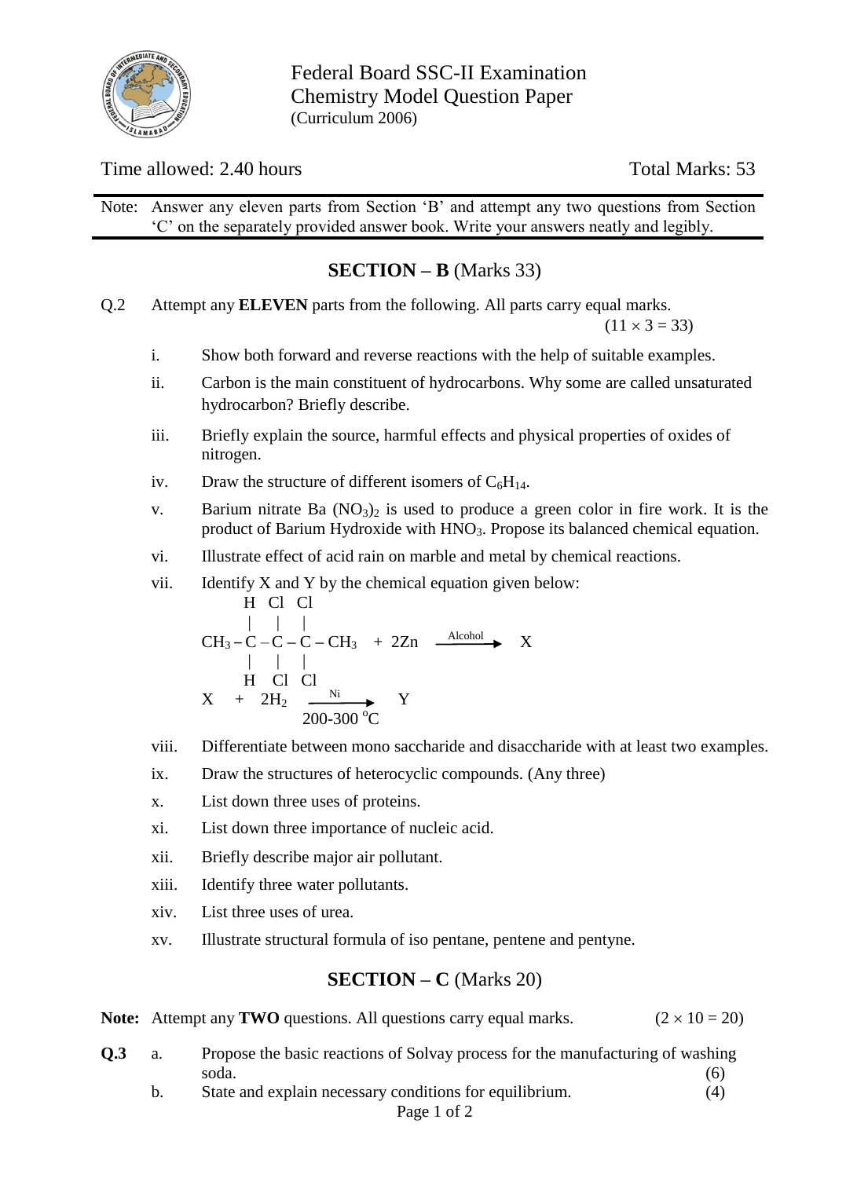Federal Board SSC-II Examination
Chemistry Model Question Paper
(Curriculum 2006)

Time allowed: 2.40 hours | Total Marks: 53

Note: Answer any eleven parts from Section 'B' and attempt any two questions from Section 'C' on the separately provided answer book. Write your answers neatly and legibly.

## SECTION – B (Marks 33)

Q.2 Attempt any **ELEVEN** parts from the following. All parts carry equal marks. $(11 \times 3 = 33)$

i. Show both forward and reverse reactions with the help of suitable examples.

ii. Carbon is the main constituent of hydrocarbons. Why some are called unsaturated hydrocarbon? Briefly describe.

iii. Briefly explain the source, harmful effects and physical properties of oxides of nitrogen.

iv. Draw the structure of different isomers of $C_6H_{14}$.

v. Barium nitrate Ba $(NO_3)_2$ is used to produce a green color in fire work. It is the product of Barium Hydroxide with $HNO_3$. Propose its balanced chemical equation.

vi. Illustrate effect of acid rain on marble and metal by chemical reactions.

vii. Identify X and Y by the chemical equation given below:

$$CH_3-\underset{H}{\overset{H}{\underset{|}{\overset{|}{C}}}}-\underset{Cl}{\overset{Cl}{\underset{|}{\overset{|}{C}}}}-\underset{Cl}{\overset{Cl}{\underset{|}{\overset{|}{C}}}}-CH_3 + 2Zn \xrightarrow{\text{Alcohol}} X$$

$$X + 2H_2 \xrightarrow[200\text{-}300\ ^oC]{Ni} Y$$

viii. Differentiate between mono saccharide and disaccharide with at least two examples.

ix. Draw the structures of heterocyclic compounds. (Any three)

x. List down three uses of proteins.

xi. List down three importance of nucleic acid.

xii. Briefly describe major air pollutant.

xiii. Identify three water pollutants.

xiv. List three uses of urea.

xv. Illustrate structural formula of iso pentane, pentene and pentyne.

## SECTION – C (Marks 20)

**Note:** Attempt any **TWO** questions. All questions carry equal marks. $(2 \times 10 = 20)$

**Q.3** a. Propose the basic reactions of Solvay process for the manufacturing of washing soda. (6)

b. State and explain necessary conditions for equilibrium. (4)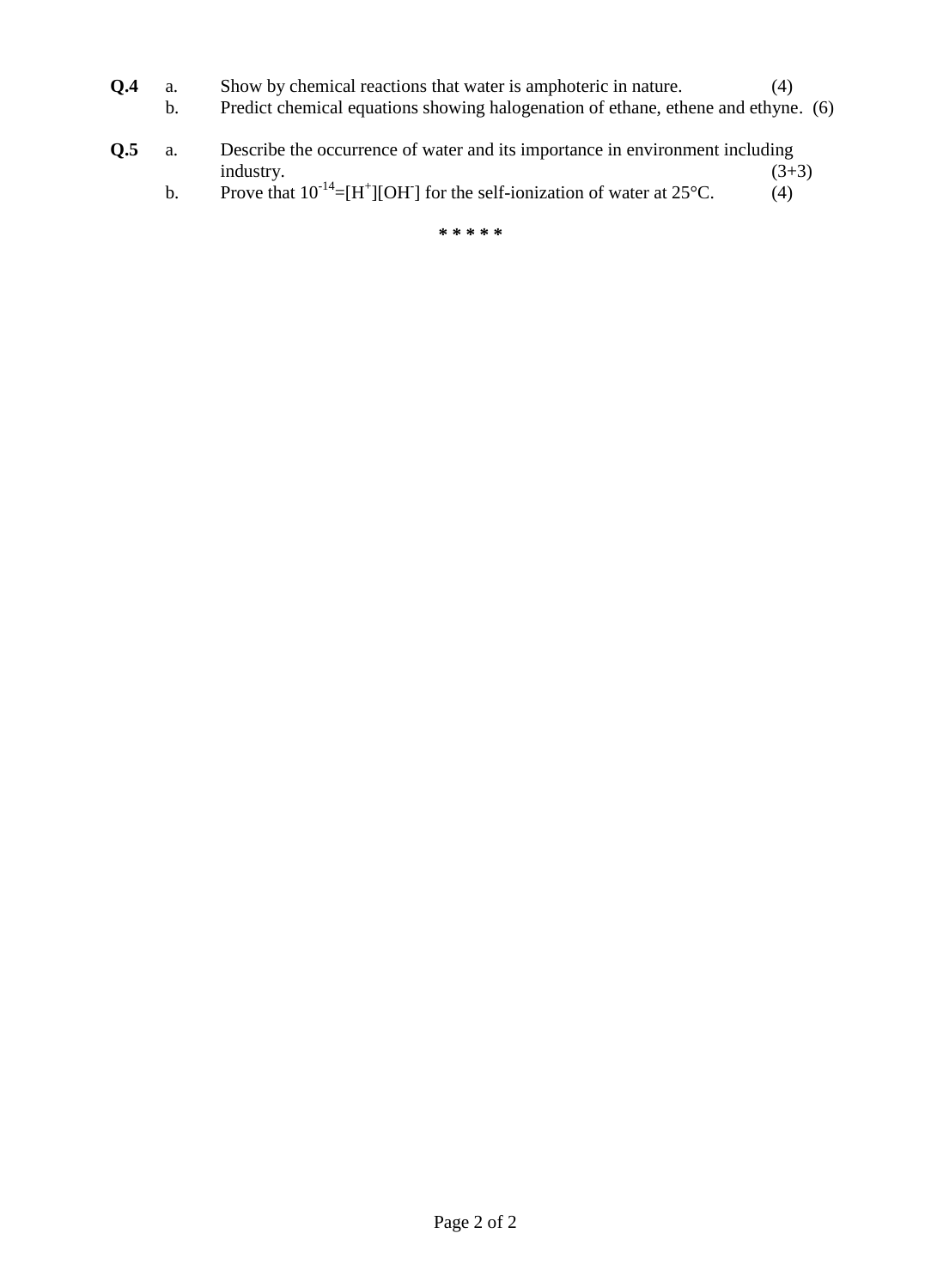**Q.4** a. Show by chemical reactions that water is amphoteric in nature. (4)

b. Predict chemical equations showing halogenation of ethane, ethene and ethyne. (6)

**Q.5** a. Describe the occurrence of water and its importance in environment including industry. (3+3)

b. Prove that $10^{-14}=[H^+][OH^-]$ for the self-ionization of water at 25°C. (4)

*****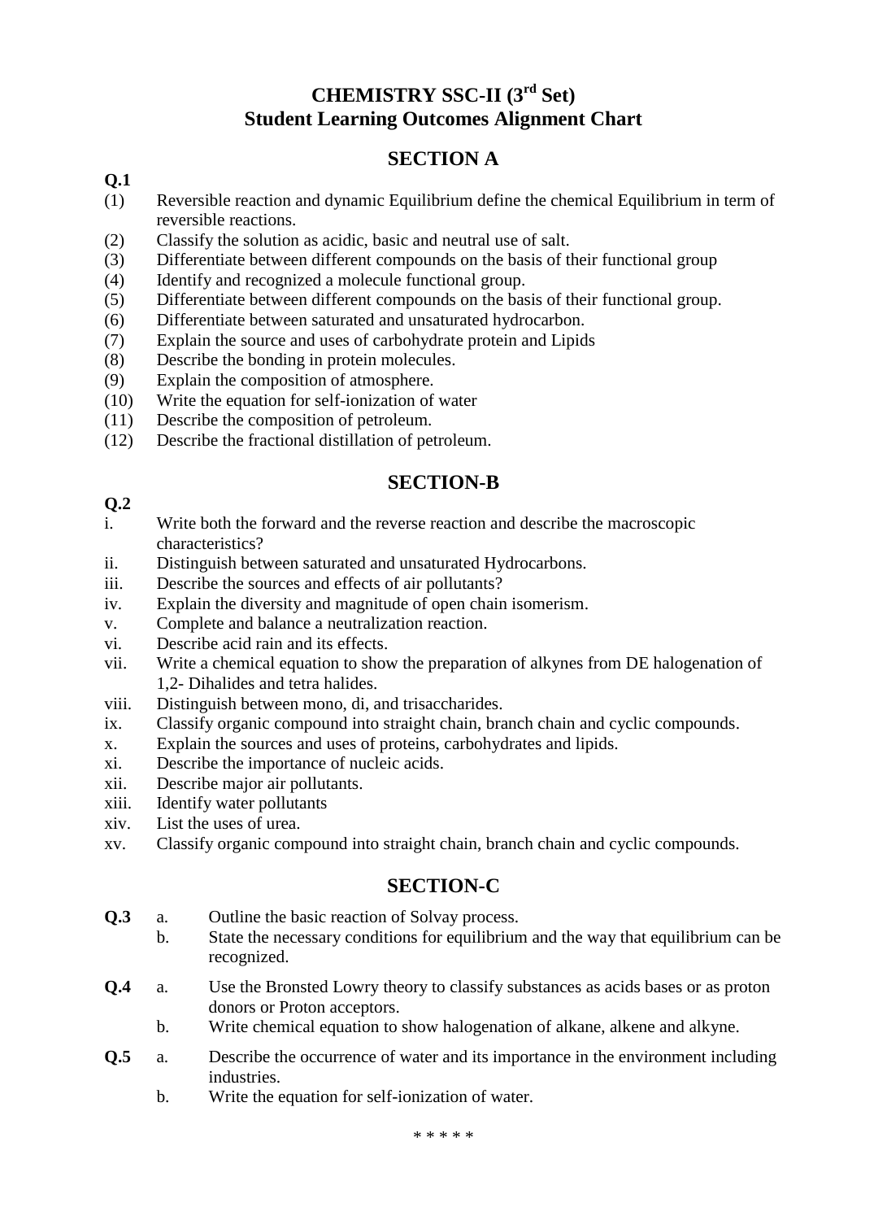# CHEMISTRY SSC-II (3rd Set)
## Student Learning Outcomes Alignment Chart

## SECTION A

**Q.1**

(1) Reversible reaction and dynamic Equilibrium define the chemical Equilibrium in term of reversible reactions.
(2) Classify the solution as acidic, basic and neutral use of salt.
(3) Differentiate between different compounds on the basis of their functional group
(4) Identify and recognized a molecule functional group.
(5) Differentiate between different compounds on the basis of their functional group.
(6) Differentiate between saturated and unsaturated hydrocarbon.
(7) Explain the source and uses of carbohydrate protein and Lipids
(8) Describe the bonding in protein molecules.
(9) Explain the composition of atmosphere.
(10) Write the equation for self-ionization of water
(11) Describe the composition of petroleum.
(12) Describe the fractional distillation of petroleum.

## SECTION-B

**Q.2**

i. Write both the forward and the reverse reaction and describe the macroscopic characteristics?
ii. Distinguish between saturated and unsaturated Hydrocarbons.
iii. Describe the sources and effects of air pollutants?
iv. Explain the diversity and magnitude of open chain isomerism.
v. Complete and balance a neutralization reaction.
vi. Describe acid rain and its effects.
vii. Write a chemical equation to show the preparation of alkynes from DE halogenation of 1,2- Dihalides and tetra halides.
viii. Distinguish between mono, di, and trisaccharides.
ix. Classify organic compound into straight chain, branch chain and cyclic compounds.
x. Explain the sources and uses of proteins, carbohydrates and lipids.
xi. Describe the importance of nucleic acids.
xii. Describe major air pollutants.
xiii. Identify water pollutants
xiv. List the uses of urea.
xv. Classify organic compound into straight chain, branch chain and cyclic compounds.

## SECTION-C

**Q.3**
a. Outline the basic reaction of Solvay process.
b. State the necessary conditions for equilibrium and the way that equilibrium can be recognized.

**Q.4**
a. Use the Bronsted Lowry theory to classify substances as acids bases or as proton donors or Proton acceptors.
b. Write chemical equation to show halogenation of alkane, alkene and alkyne.

**Q.5**
a. Describe the occurrence of water and its importance in the environment including industries.
b. Write the equation for self-ionization of water.

\* \* \* \* \*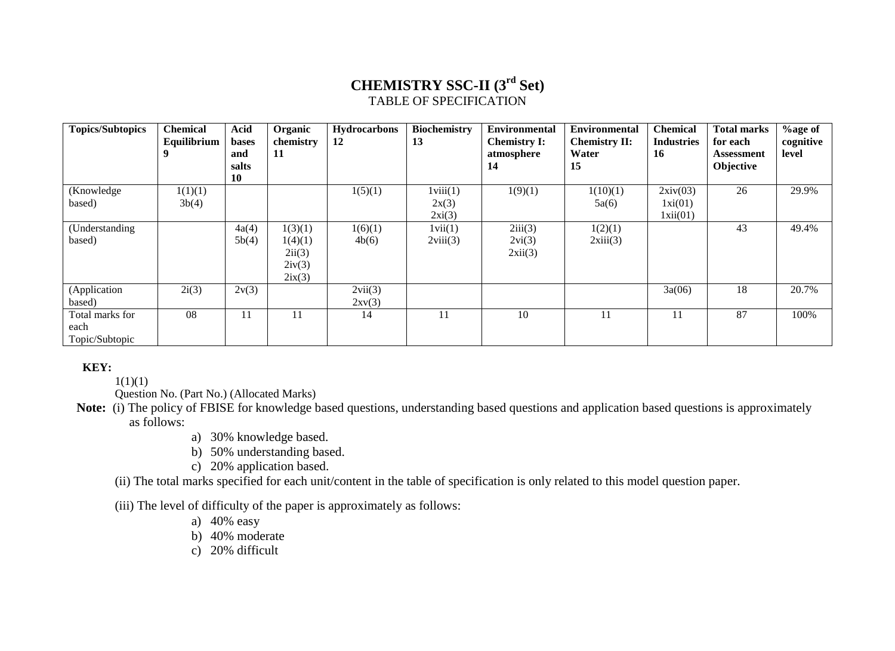# CHEMISTRY SSC-II (3rd Set)

TABLE OF SPECIFICATION

| Topics/Subtopics | Chemical Equilibrium 9 | Acid bases and salts 10 | Organic chemistry 11 | Hydrocarbons 12 | Biochemistry 13 | Environmental Chemistry I: atmosphere 14 | Environmental Chemistry II: Water 15 | Chemical Industries 16 | Total marks for each Assessment Objective | %age of cognitive level |
|---|---|---|---|---|---|---|---|---|---|---|
| (Knowledge based) | 1(1)(1) 3b(4) | | | 1(5)(1) | 1viii(1) 2x(3) 2xi(3) | 1(9)(1) | 1(10)(1) 5a(6) | 2xiv(03) 1xi(01) 1xii(01) | 26 | 29.9% |
| (Understanding based) | | 4a(4) 5b(4) | 1(3)(1) 1(4)(1) 2ii(3) 2iv(3) 2ix(3) | 1(6)(1) 4b(6) | 1vii(1) 2viii(3) | 2iii(3) 2vi(3) 2xii(3) | 1(2)(1) 2xiii(3) | | 43 | 49.4% |
| (Application based) | 2i(3) | 2v(3) | | 2vii(3) 2xv(3) | | | | 3a(06) | 18 | 20.7% |
| Total marks for each Topic/Subtopic | 08 | 11 | 11 | 14 | 11 | 10 | 11 | 11 | 87 | 100% |

**KEY:**

1(1)(1)

Question No. (Part No.) (Allocated Marks)

**Note:** (i) The policy of FBISE for knowledge based questions, understanding based questions and application based questions is approximately as follows:

a) 30% knowledge based.
b) 50% understanding based.
c) 20% application based.

(ii) The total marks specified for each unit/content in the table of specification is only related to this model question paper.

(iii) The level of difficulty of the paper is approximately as follows:

a) 40% easy
b) 40% moderate
c) 20% difficult